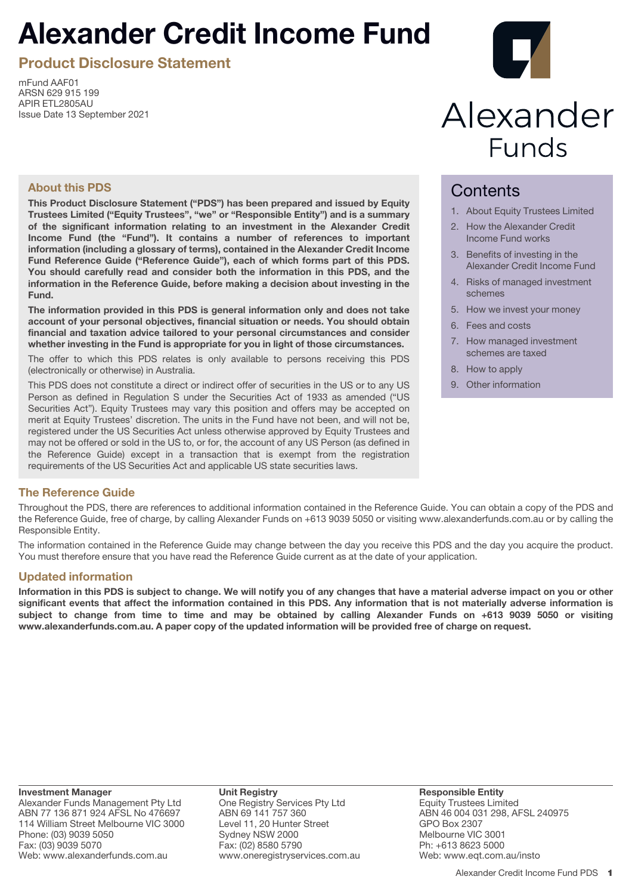# Alexander Credit Income Fund

## Product Disclosure Statement

mFund AAF01
ARSN 629 915 199
APIR ETL2805AU
Issue Date 13 September 2021

Alexander Funds

### About this PDS

**This Product Disclosure Statement ("PDS") has been prepared and issued by Equity Trustees Limited ("Equity Trustees", "we" or "Responsible Entity") and is a summary of the significant information relating to an investment in the Alexander Credit Income Fund (the "Fund"). It contains a number of references to important information (including a glossary of terms), contained in the Alexander Credit Income Fund Reference Guide ("Reference Guide"), each of which forms part of this PDS. You should carefully read and consider both the information in this PDS, and the information in the Reference Guide, before making a decision about investing in the Fund.**

**The information provided in this PDS is general information only and does not take account of your personal objectives, financial situation or needs. You should obtain financial and taxation advice tailored to your personal circumstances and consider whether investing in the Fund is appropriate for you in light of those circumstances.**

The offer to which this PDS relates is only available to persons receiving this PDS (electronically or otherwise) in Australia.

This PDS does not constitute a direct or indirect offer of securities in the US or to any US Person as defined in Regulation S under the Securities Act of 1933 as amended ("US Securities Act"). Equity Trustees may vary this position and offers may be accepted on merit at Equity Trustees' discretion. The units in the Fund have not been, and will not be, registered under the US Securities Act unless otherwise approved by Equity Trustees and may not be offered or sold in the US to, or for, the account of any US Person (as defined in the Reference Guide) except in a transaction that is exempt from the registration requirements of the US Securities Act and applicable US state securities laws.

### Contents

1. About Equity Trustees Limited
2. How the Alexander Credit Income Fund works
3. Benefits of investing in the Alexander Credit Income Fund
4. Risks of managed investment schemes
5. How we invest your money
6. Fees and costs
7. How managed investment schemes are taxed
8. How to apply
9. Other information

### The Reference Guide

Throughout the PDS, there are references to additional information contained in the Reference Guide. You can obtain a copy of the PDS and the Reference Guide, free of charge, by calling Alexander Funds on +613 9039 5050 or visiting www.alexanderfunds.com.au or by calling the Responsible Entity.

The information contained in the Reference Guide may change between the day you receive this PDS and the day you acquire the product. You must therefore ensure that you have read the Reference Guide current as at the date of your application.

### Updated information

**Information in this PDS is subject to change. We will notify you of any changes that have a material adverse impact on you or other significant events that affect the information contained in this PDS. Any information that is not materially adverse information is subject to change from time to time and may be obtained by calling Alexander Funds on +613 9039 5050 or visiting www.alexanderfunds.com.au. A paper copy of the updated information will be provided free of charge on request.**

**Investment Manager**
Alexander Funds Management Pty Ltd
ABN 77 136 871 924 AFSL No 476697
114 William Street Melbourne VIC 3000
Phone: (03) 9039 5050
Fax: (03) 9039 5070
Web: www.alexanderfunds.com.au

**Unit Registry**
One Registry Services Pty Ltd
ABN 69 141 757 360
Level 11, 20 Hunter Street
Sydney NSW 2000
Fax: (02) 8580 5790
www.oneregistryservices.com.au

**Responsible Entity**
Equity Trustees Limited
ABN 46 004 031 298, AFSL 240975
GPO Box 2307
Melbourne VIC 3001
Ph: +613 8623 5000
Web: www.eqt.com.au/insto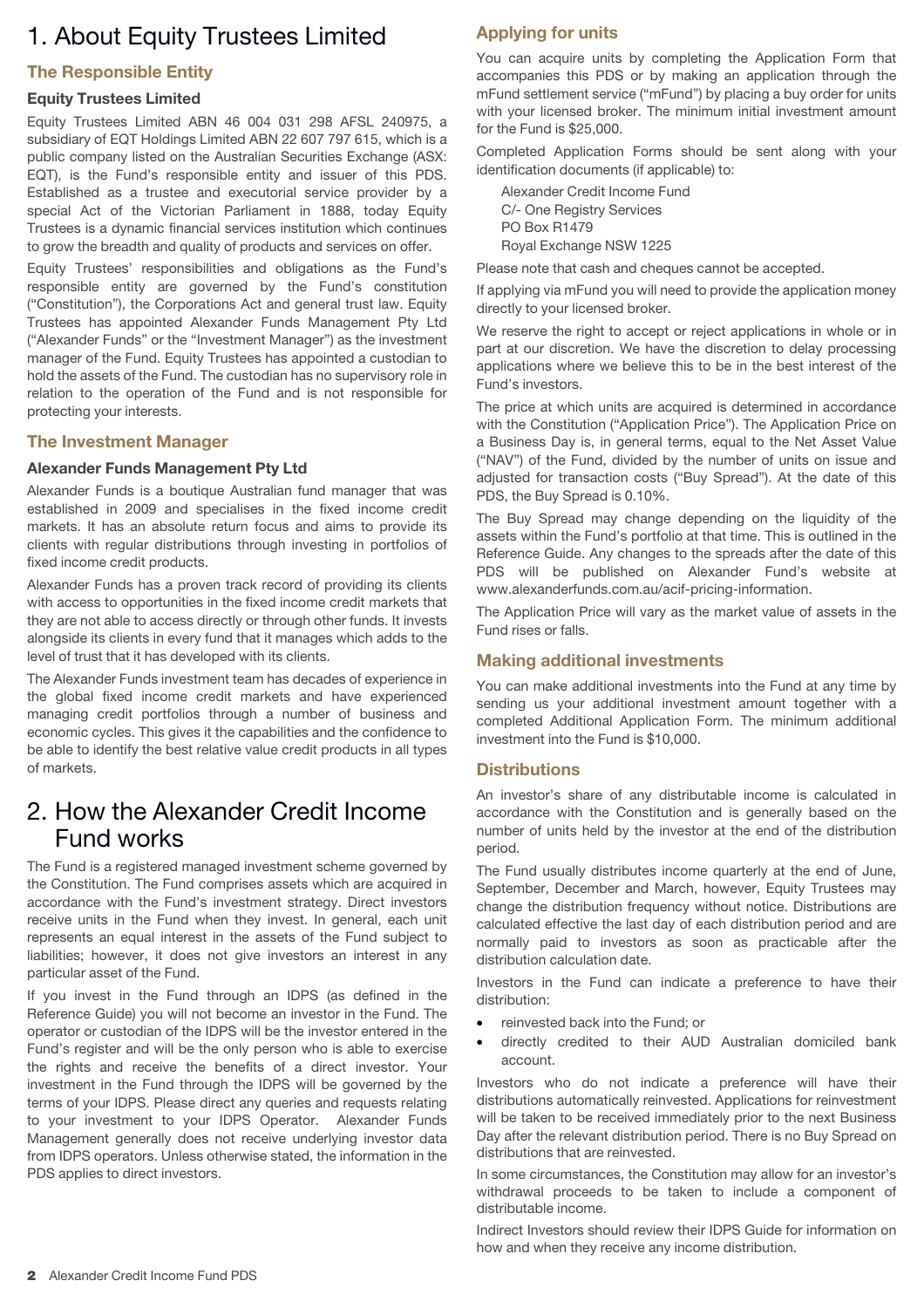# 1. About Equity Trustees Limited

## The Responsible Entity

### Equity Trustees Limited

Equity Trustees Limited ABN 46 004 031 298 AFSL 240975, a subsidiary of EQT Holdings Limited ABN 22 607 797 615, which is a public company listed on the Australian Securities Exchange (ASX: EQT), is the Fund's responsible entity and issuer of this PDS. Established as a trustee and executorial service provider by a special Act of the Victorian Parliament in 1888, today Equity Trustees is a dynamic financial services institution which continues to grow the breadth and quality of products and services on offer.

Equity Trustees' responsibilities and obligations as the Fund's responsible entity are governed by the Fund's constitution ("Constitution"), the Corporations Act and general trust law. Equity Trustees has appointed Alexander Funds Management Pty Ltd ("Alexander Funds" or the "Investment Manager") as the investment manager of the Fund. Equity Trustees has appointed a custodian to hold the assets of the Fund. The custodian has no supervisory role in relation to the operation of the Fund and is not responsible for protecting your interests.

## The Investment Manager

### Alexander Funds Management Pty Ltd

Alexander Funds is a boutique Australian fund manager that was established in 2009 and specialises in the fixed income credit markets. It has an absolute return focus and aims to provide its clients with regular distributions through investing in portfolios of fixed income credit products.

Alexander Funds has a proven track record of providing its clients with access to opportunities in the fixed income credit markets that they are not able to access directly or through other funds. It invests alongside its clients in every fund that it manages which adds to the level of trust that it has developed with its clients.

The Alexander Funds investment team has decades of experience in the global fixed income credit markets and have experienced managing credit portfolios through a number of business and economic cycles. This gives it the capabilities and the confidence to be able to identify the best relative value credit products in all types of markets.

# 2. How the Alexander Credit Income Fund works

The Fund is a registered managed investment scheme governed by the Constitution. The Fund comprises assets which are acquired in accordance with the Fund's investment strategy. Direct investors receive units in the Fund when they invest. In general, each unit represents an equal interest in the assets of the Fund subject to liabilities; however, it does not give investors an interest in any particular asset of the Fund.

If you invest in the Fund through an IDPS (as defined in the Reference Guide) you will not become an investor in the Fund. The operator or custodian of the IDPS will be the investor entered in the Fund's register and will be the only person who is able to exercise the rights and receive the benefits of a direct investor. Your investment in the Fund through the IDPS will be governed by the terms of your IDPS. Please direct any queries and requests relating to your investment to your IDPS Operator. Alexander Funds Management generally does not receive underlying investor data from IDPS operators. Unless otherwise stated, the information in the PDS applies to direct investors.

## Applying for units

You can acquire units by completing the Application Form that accompanies this PDS or by making an application through the mFund settlement service ("mFund") by placing a buy order for units with your licensed broker. The minimum initial investment amount for the Fund is $25,000.

Completed Application Forms should be sent along with your identification documents (if applicable) to:

Alexander Credit Income Fund
C/- One Registry Services
PO Box R1479
Royal Exchange NSW 1225

Please note that cash and cheques cannot be accepted.

If applying via mFund you will need to provide the application money directly to your licensed broker.

We reserve the right to accept or reject applications in whole or in part at our discretion. We have the discretion to delay processing applications where we believe this to be in the best interest of the Fund's investors.

The price at which units are acquired is determined in accordance with the Constitution ("Application Price"). The Application Price on a Business Day is, in general terms, equal to the Net Asset Value ("NAV") of the Fund, divided by the number of units on issue and adjusted for transaction costs ("Buy Spread"). At the date of this PDS, the Buy Spread is 0.10%.

The Buy Spread may change depending on the liquidity of the assets within the Fund's portfolio at that time. This is outlined in the Reference Guide. Any changes to the spreads after the date of this PDS will be published on Alexander Fund's website at www.alexanderfunds.com.au/acif-pricing-information.

The Application Price will vary as the market value of assets in the Fund rises or falls.

## Making additional investments

You can make additional investments into the Fund at any time by sending us your additional investment amount together with a completed Additional Application Form. The minimum additional investment into the Fund is $10,000.

## Distributions

An investor's share of any distributable income is calculated in accordance with the Constitution and is generally based on the number of units held by the investor at the end of the distribution period.

The Fund usually distributes income quarterly at the end of June, September, December and March, however, Equity Trustees may change the distribution frequency without notice. Distributions are calculated effective the last day of each distribution period and are normally paid to investors as soon as practicable after the distribution calculation date.

Investors in the Fund can indicate a preference to have their distribution:

- reinvested back into the Fund; or
- directly credited to their AUD Australian domiciled bank account.

Investors who do not indicate a preference will have their distributions automatically reinvested. Applications for reinvestment will be taken to be received immediately prior to the next Business Day after the relevant distribution period. There is no Buy Spread on distributions that are reinvested.

In some circumstances, the Constitution may allow for an investor's withdrawal proceeds to be taken to include a component of distributable income.

Indirect Investors should review their IDPS Guide for information on how and when they receive any income distribution.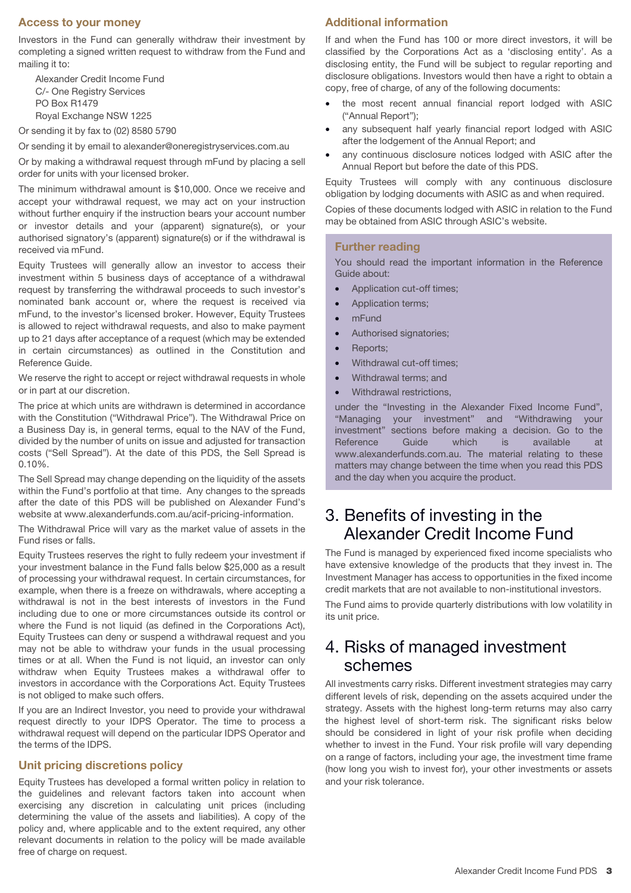## Access to your money

Investors in the Fund can generally withdraw their investment by completing a signed written request to withdraw from the Fund and mailing it to:

Alexander Credit Income Fund
C/- One Registry Services
PO Box R1479
Royal Exchange NSW 1225

Or sending it by fax to (02) 8580 5790

Or sending it by email to alexander@oneregistryservices.com.au

Or by making a withdrawal request through mFund by placing a sell order for units with your licensed broker.

The minimum withdrawal amount is $10,000. Once we receive and accept your withdrawal request, we may act on your instruction without further enquiry if the instruction bears your account number or investor details and your (apparent) signature(s), or your authorised signatory's (apparent) signature(s) or if the withdrawal is received via mFund.

Equity Trustees will generally allow an investor to access their investment within 5 business days of acceptance of a withdrawal request by transferring the withdrawal proceeds to such investor's nominated bank account or, where the request is received via mFund, to the investor's licensed broker. However, Equity Trustees is allowed to reject withdrawal requests, and also to make payment up to 21 days after acceptance of a request (which may be extended in certain circumstances) as outlined in the Constitution and Reference Guide.

We reserve the right to accept or reject withdrawal requests in whole or in part at our discretion.

The price at which units are withdrawn is determined in accordance with the Constitution ("Withdrawal Price"). The Withdrawal Price on a Business Day is, in general terms, equal to the NAV of the Fund, divided by the number of units on issue and adjusted for transaction costs ("Sell Spread"). At the date of this PDS, the Sell Spread is 0.10%.

The Sell Spread may change depending on the liquidity of the assets within the Fund's portfolio at that time. Any changes to the spreads after the date of this PDS will be published on Alexander Fund's website at www.alexanderfunds.com.au/acif-pricing-information.

The Withdrawal Price will vary as the market value of assets in the Fund rises or falls.

Equity Trustees reserves the right to fully redeem your investment if your investment balance in the Fund falls below $25,000 as a result of processing your withdrawal request. In certain circumstances, for example, when there is a freeze on withdrawals, where accepting a withdrawal is not in the best interests of investors in the Fund including due to one or more circumstances outside its control or where the Fund is not liquid (as defined in the Corporations Act), Equity Trustees can deny or suspend a withdrawal request and you may not be able to withdraw your funds in the usual processing times or at all. When the Fund is not liquid, an investor can only withdraw when Equity Trustees makes a withdrawal offer to investors in accordance with the Corporations Act. Equity Trustees is not obliged to make such offers.

If you are an Indirect Investor, you need to provide your withdrawal request directly to your IDPS Operator. The time to process a withdrawal request will depend on the particular IDPS Operator and the terms of the IDPS.

## Unit pricing discretions policy

Equity Trustees has developed a formal written policy in relation to the guidelines and relevant factors taken into account when exercising any discretion in calculating unit prices (including determining the value of the assets and liabilities). A copy of the policy and, where applicable and to the extent required, any other relevant documents in relation to the policy will be made available free of charge on request.

## Additional information

If and when the Fund has 100 or more direct investors, it will be classified by the Corporations Act as a 'disclosing entity'. As a disclosing entity, the Fund will be subject to regular reporting and disclosure obligations. Investors would then have a right to obtain a copy, free of charge, of any of the following documents:

- the most recent annual financial report lodged with ASIC ("Annual Report");
- any subsequent half yearly financial report lodged with ASIC after the lodgement of the Annual Report; and
- any continuous disclosure notices lodged with ASIC after the Annual Report but before the date of this PDS.

Equity Trustees will comply with any continuous disclosure obligation by lodging documents with ASIC as and when required.

Copies of these documents lodged with ASIC in relation to the Fund may be obtained from ASIC through ASIC's website.

### Further reading

You should read the important information in the Reference Guide about:

- Application cut-off times;
- Application terms;
- mFund
- Authorised signatories;
- Reports;
- Withdrawal cut-off times;
- Withdrawal terms; and
- Withdrawal restrictions,

under the "Investing in the Alexander Fixed Income Fund", "Managing your investment" and "Withdrawing your investment" sections before making a decision. Go to the Reference Guide which is available at www.alexanderfunds.com.au. The material relating to these matters may change between the time when you read this PDS and the day when you acquire the product.

# 3. Benefits of investing in the Alexander Credit Income Fund

The Fund is managed by experienced fixed income specialists who have extensive knowledge of the products that they invest in. The Investment Manager has access to opportunities in the fixed income credit markets that are not available to non-institutional investors.

The Fund aims to provide quarterly distributions with low volatility in its unit price.

# 4. Risks of managed investment schemes

All investments carry risks. Different investment strategies may carry different levels of risk, depending on the assets acquired under the strategy. Assets with the highest long-term returns may also carry the highest level of short-term risk. The significant risks below should be considered in light of your risk profile when deciding whether to invest in the Fund. Your risk profile will vary depending on a range of factors, including your age, the investment time frame (how long you wish to invest for), your other investments or assets and your risk tolerance.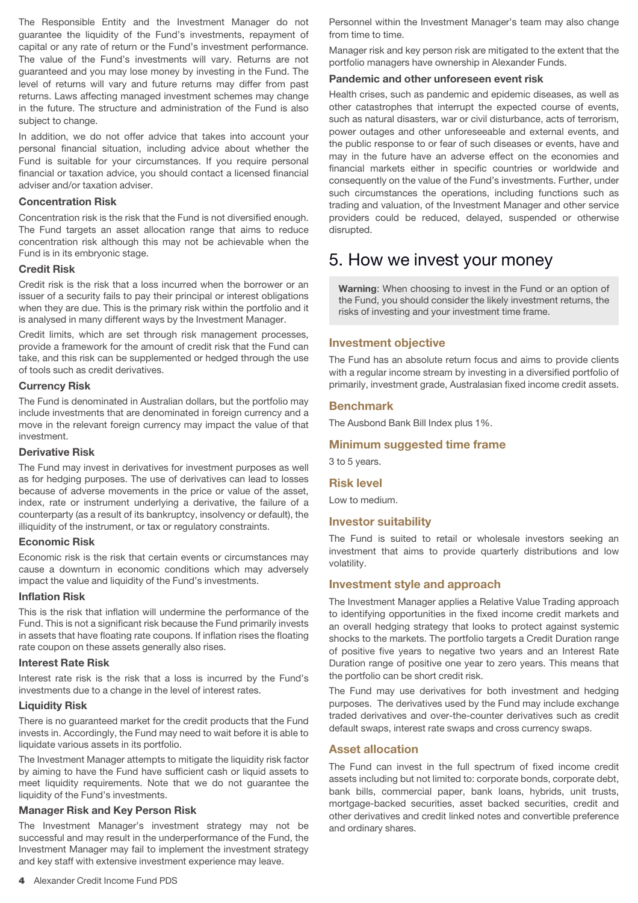The Responsible Entity and the Investment Manager do not guarantee the liquidity of the Fund's investments, repayment of capital or any rate of return or the Fund's investment performance. The value of the Fund's investments will vary. Returns are not guaranteed and you may lose money by investing in the Fund. The level of returns will vary and future returns may differ from past returns. Laws affecting managed investment schemes may change in the future. The structure and administration of the Fund is also subject to change.

In addition, we do not offer advice that takes into account your personal financial situation, including advice about whether the Fund is suitable for your circumstances. If you require personal financial or taxation advice, you should contact a licensed financial adviser and/or taxation adviser.

### Concentration Risk

Concentration risk is the risk that the Fund is not diversified enough. The Fund targets an asset allocation range that aims to reduce concentration risk although this may not be achievable when the Fund is in its embryonic stage.

### Credit Risk

Credit risk is the risk that a loss incurred when the borrower or an issuer of a security fails to pay their principal or interest obligations when they are due. This is the primary risk within the portfolio and it is analysed in many different ways by the Investment Manager.

Credit limits, which are set through risk management processes, provide a framework for the amount of credit risk that the Fund can take, and this risk can be supplemented or hedged through the use of tools such as credit derivatives.

### Currency Risk

The Fund is denominated in Australian dollars, but the portfolio may include investments that are denominated in foreign currency and a move in the relevant foreign currency may impact the value of that investment.

### Derivative Risk

The Fund may invest in derivatives for investment purposes as well as for hedging purposes. The use of derivatives can lead to losses because of adverse movements in the price or value of the asset, index, rate or instrument underlying a derivative, the failure of a counterparty (as a result of its bankruptcy, insolvency or default), the illiquidity of the instrument, or tax or regulatory constraints.

### Economic Risk

Economic risk is the risk that certain events or circumstances may cause a downturn in economic conditions which may adversely impact the value and liquidity of the Fund's investments.

### Inflation Risk

This is the risk that inflation will undermine the performance of the Fund. This is not a significant risk because the Fund primarily invests in assets that have floating rate coupons. If inflation rises the floating rate coupon on these assets generally also rises.

### Interest Rate Risk

Interest rate risk is the risk that a loss is incurred by the Fund's investments due to a change in the level of interest rates.

### Liquidity Risk

There is no guaranteed market for the credit products that the Fund invests in. Accordingly, the Fund may need to wait before it is able to liquidate various assets in its portfolio.

The Investment Manager attempts to mitigate the liquidity risk factor by aiming to have the Fund have sufficient cash or liquid assets to meet liquidity requirements. Note that we do not guarantee the liquidity of the Fund's investments.

### Manager Risk and Key Person Risk

The Investment Manager's investment strategy may not be successful and may result in the underperformance of the Fund, the Investment Manager may fail to implement the investment strategy and key staff with extensive investment experience may leave. Personnel within the Investment Manager's team may also change from time to time.

Manager risk and key person risk are mitigated to the extent that the portfolio managers have ownership in Alexander Funds.

### Pandemic and other unforeseen event risk

Health crises, such as pandemic and epidemic diseases, as well as other catastrophes that interrupt the expected course of events, such as natural disasters, war or civil disturbance, acts of terrorism, power outages and other unforeseeable and external events, and the public response to or fear of such diseases or events, have and may in the future have an adverse effect on the economies and financial markets either in specific countries or worldwide and consequently on the value of the Fund's investments. Further, under such circumstances the operations, including functions such as trading and valuation, of the Investment Manager and other service providers could be reduced, delayed, suspended or otherwise disrupted.

# 5. How we invest your money

> **Warning**: When choosing to invest in the Fund or an option of the Fund, you should consider the likely investment returns, the risks of investing and your investment time frame.

## Investment objective

The Fund has an absolute return focus and aims to provide clients with a regular income stream by investing in a diversified portfolio of primarily, investment grade, Australasian fixed income credit assets.

## Benchmark

The Ausbond Bank Bill Index plus 1%.

## Minimum suggested time frame

3 to 5 years.

## Risk level

Low to medium.

## Investor suitability

The Fund is suited to retail or wholesale investors seeking an investment that aims to provide quarterly distributions and low volatility.

## Investment style and approach

The Investment Manager applies a Relative Value Trading approach to identifying opportunities in the fixed income credit markets and an overall hedging strategy that looks to protect against systemic shocks to the markets. The portfolio targets a Credit Duration range of positive five years to negative two years and an Interest Rate Duration range of positive one year to zero years. This means that the portfolio can be short credit risk.

The Fund may use derivatives for both investment and hedging purposes. The derivatives used by the Fund may include exchange traded derivatives and over-the-counter derivatives such as credit default swaps, interest rate swaps and cross currency swaps.

## Asset allocation

The Fund can invest in the full spectrum of fixed income credit assets including but not limited to: corporate bonds, corporate debt, bank bills, commercial paper, bank loans, hybrids, unit trusts, mortgage-backed securities, asset backed securities, credit and other derivatives and credit linked notes and convertible preference and ordinary shares.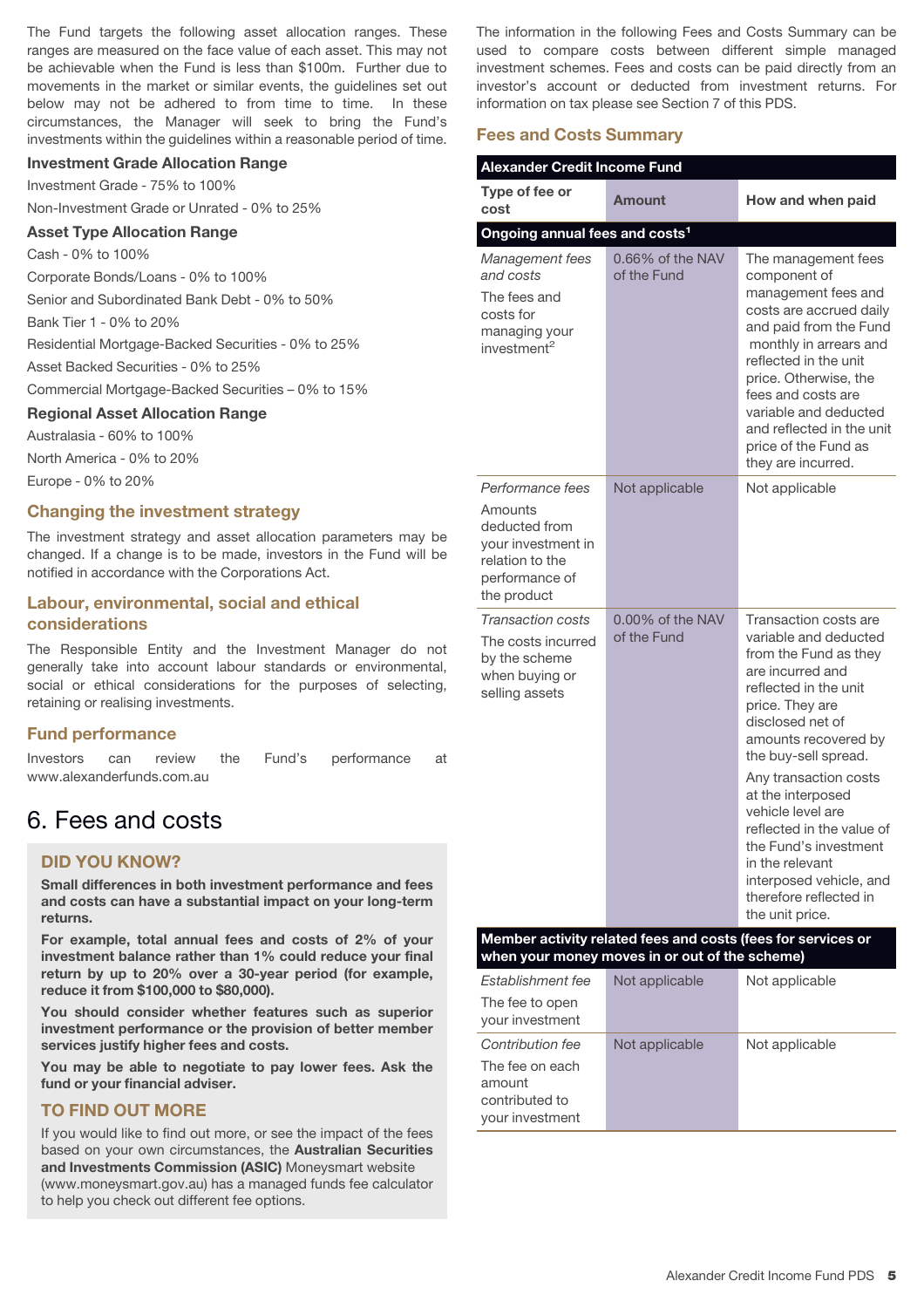The Fund targets the following asset allocation ranges. These ranges are measured on the face value of each asset. This may not be achievable when the Fund is less than $100m. Further due to movements in the market or similar events, the guidelines set out below may not be adhered to from time to time. In these circumstances, the Manager will seek to bring the Fund's investments within the guidelines within a reasonable period of time.

**Investment Grade Allocation Range**

Investment Grade - 75% to 100%

Non-Investment Grade or Unrated - 0% to 25%

**Asset Type Allocation Range**

Cash - 0% to 100%

Corporate Bonds/Loans - 0% to 100%

Senior and Subordinated Bank Debt - 0% to 50%

Bank Tier 1 - 0% to 20%

Residential Mortgage-Backed Securities - 0% to 25%

Asset Backed Securities - 0% to 25%

Commercial Mortgage-Backed Securities – 0% to 15%

**Regional Asset Allocation Range**

Australasia - 60% to 100%

North America - 0% to 20%

Europe - 0% to 20%

## Changing the investment strategy

The investment strategy and asset allocation parameters may be changed. If a change is to be made, investors in the Fund will be notified in accordance with the Corporations Act.

## Labour, environmental, social and ethical considerations

The Responsible Entity and the Investment Manager do not generally take into account labour standards or environmental, social or ethical considerations for the purposes of selecting, retaining or realising investments.

## Fund performance

Investors can review the Fund's performance at www.alexanderfunds.com.au

# 6. Fees and costs

### DID YOU KNOW?

**Small differences in both investment performance and fees and costs can have a substantial impact on your long-term returns.**

**For example, total annual fees and costs of 2% of your investment balance rather than 1% could reduce your final return by up to 20% over a 30-year period (for example, reduce it from $100,000 to $80,000).**

**You should consider whether features such as superior investment performance or the provision of better member services justify higher fees and costs.**

**You may be able to negotiate to pay lower fees. Ask the fund or your financial adviser.**

### TO FIND OUT MORE

If you would like to find out more, or see the impact of the fees based on your own circumstances, the **Australian Securities and Investments Commission (ASIC)** Moneysmart website (www.moneysmart.gov.au) has a managed funds fee calculator to help you check out different fee options.

The information in the following Fees and Costs Summary can be used to compare costs between different simple managed investment schemes. Fees and costs can be paid directly from an investor's account or deducted from investment returns. For information on tax please see Section 7 of this PDS.

## Fees and Costs Summary

| **Alexander Credit Income Fund** | | |
|---|---|---|
| **Type of fee or cost** | **Amount** | **How and when paid** |
| **Ongoing annual fees and costs[1]** | | |
| *Management fees and costs*<br>The fees and costs for managing your investment[2] | 0.66% of the NAV of the Fund | The management fees component of management fees and costs are accrued daily and paid from the Fund monthly in arrears and reflected in the unit price. Otherwise, the fees and costs are variable and deducted and reflected in the unit price of the Fund as they are incurred. |
| *Performance fees*<br>Amounts deducted from your investment in relation to the performance of the product | Not applicable | Not applicable |
| *Transaction costs*<br>The costs incurred by the scheme when buying or selling assets | 0.00% of the NAV of the Fund | Transaction costs are variable and deducted from the Fund as they are incurred and reflected in the unit price. They are disclosed net of amounts recovered by the buy-sell spread.<br>Any transaction costs at the interposed vehicle level are reflected in the value of the Fund's investment in the relevant interposed vehicle, and therefore reflected in the unit price. |
| **Member activity related fees and costs (fees for services or when your money moves in or out of the scheme)** | | |
| *Establishment fee*<br>The fee to open your investment | Not applicable | Not applicable |
| *Contribution fee*<br>The fee on each amount contributed to your investment | Not applicable | Not applicable |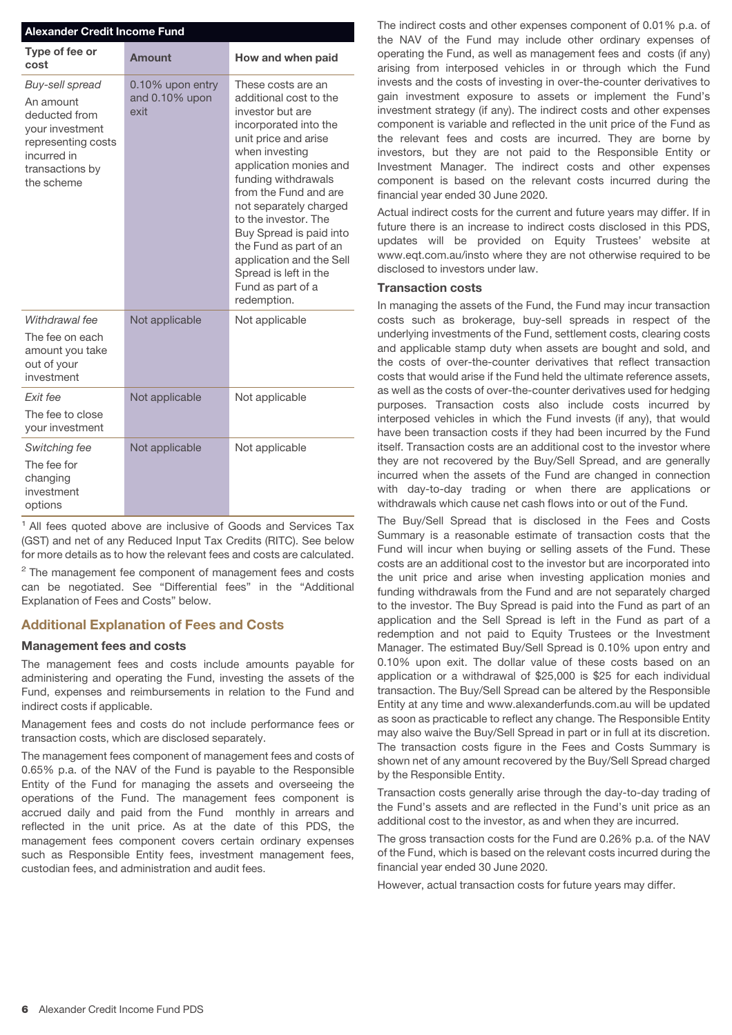| Alexander Credit Income Fund | | |
|---|---|---|
| **Type of fee or cost** | **Amount** | **How and when paid** |
| *Buy-sell spread*<br>An amount deducted from your investment representing costs incurred in transactions by the scheme | 0.10% upon entry and 0.10% upon exit | These costs are an additional cost to the investor but are incorporated into the unit price and arise when investing application monies and funding withdrawals from the Fund and are not separately charged to the investor. The Buy Spread is paid into the Fund as part of an application and the Sell Spread is left in the Fund as part of a redemption. |
| *Withdrawal fee*<br>The fee on each amount you take out of your investment | Not applicable | Not applicable |
| *Exit fee*<br>The fee to close your investment | Not applicable | Not applicable |
| *Switching fee*<br>The fee for changing investment options | Not applicable | Not applicable |

[1] All fees quoted above are inclusive of Goods and Services Tax (GST) and net of any Reduced Input Tax Credits (RITC). See below for more details as to how the relevant fees and costs are calculated.

[2] The management fee component of management fees and costs can be negotiated. See "Differential fees" in the "Additional Explanation of Fees and Costs" below.

## Additional Explanation of Fees and Costs

### Management fees and costs

The management fees and costs include amounts payable for administering and operating the Fund, investing the assets of the Fund, expenses and reimbursements in relation to the Fund and indirect costs if applicable.

Management fees and costs do not include performance fees or transaction costs, which are disclosed separately.

The management fees component of management fees and costs of 0.65% p.a. of the NAV of the Fund is payable to the Responsible Entity of the Fund for managing the assets and overseeing the operations of the Fund. The management fees component is accrued daily and paid from the Fund monthly in arrears and reflected in the unit price. As at the date of this PDS, the management fees component covers certain ordinary expenses such as Responsible Entity fees, investment management fees, custodian fees, and administration and audit fees.

The indirect costs and other expenses component of 0.01% p.a. of the NAV of the Fund may include other ordinary expenses of operating the Fund, as well as management fees and costs (if any) arising from interposed vehicles in or through which the Fund invests and the costs of investing in over-the-counter derivatives to gain investment exposure to assets or implement the Fund's investment strategy (if any). The indirect costs and other expenses component is variable and reflected in the unit price of the Fund as the relevant fees and costs are incurred. They are borne by investors, but they are not paid to the Responsible Entity or Investment Manager. The indirect costs and other expenses component is based on the relevant costs incurred during the financial year ended 30 June 2020.

Actual indirect costs for the current and future years may differ. If in future there is an increase to indirect costs disclosed in this PDS, updates will be provided on Equity Trustees' website at www.eqt.com.au/insto where they are not otherwise required to be disclosed to investors under law.

### Transaction costs

In managing the assets of the Fund, the Fund may incur transaction costs such as brokerage, buy-sell spreads in respect of the underlying investments of the Fund, settlement costs, clearing costs and applicable stamp duty when assets are bought and sold, and the costs of over-the-counter derivatives that reflect transaction costs that would arise if the Fund held the ultimate reference assets, as well as the costs of over-the-counter derivatives used for hedging purposes. Transaction costs also include costs incurred by interposed vehicles in which the Fund invests (if any), that would have been transaction costs if they had been incurred by the Fund itself. Transaction costs are an additional cost to the investor where they are not recovered by the Buy/Sell Spread, and are generally incurred when the assets of the Fund are changed in connection with day-to-day trading or when there are applications or withdrawals which cause net cash flows into or out of the Fund.

The Buy/Sell Spread that is disclosed in the Fees and Costs Summary is a reasonable estimate of transaction costs that the Fund will incur when buying or selling assets of the Fund. These costs are an additional cost to the investor but are incorporated into the unit price and arise when investing application monies and funding withdrawals from the Fund and are not separately charged to the investor. The Buy Spread is paid into the Fund as part of an application and the Sell Spread is left in the Fund as part of a redemption and not paid to Equity Trustees or the Investment Manager. The estimated Buy/Sell Spread is 0.10% upon entry and 0.10% upon exit. The dollar value of these costs based on an application or a withdrawal of $25,000 is $25 for each individual transaction. The Buy/Sell Spread can be altered by the Responsible Entity at any time and www.alexanderfunds.com.au will be updated as soon as practicable to reflect any change. The Responsible Entity may also waive the Buy/Sell Spread in part or in full at its discretion. The transaction costs figure in the Fees and Costs Summary is shown net of any amount recovered by the Buy/Sell Spread charged by the Responsible Entity.

Transaction costs generally arise through the day-to-day trading of the Fund's assets and are reflected in the Fund's unit price as an additional cost to the investor, as and when they are incurred.

The gross transaction costs for the Fund are 0.26% p.a. of the NAV of the Fund, which is based on the relevant costs incurred during the financial year ended 30 June 2020.

However, actual transaction costs for future years may differ.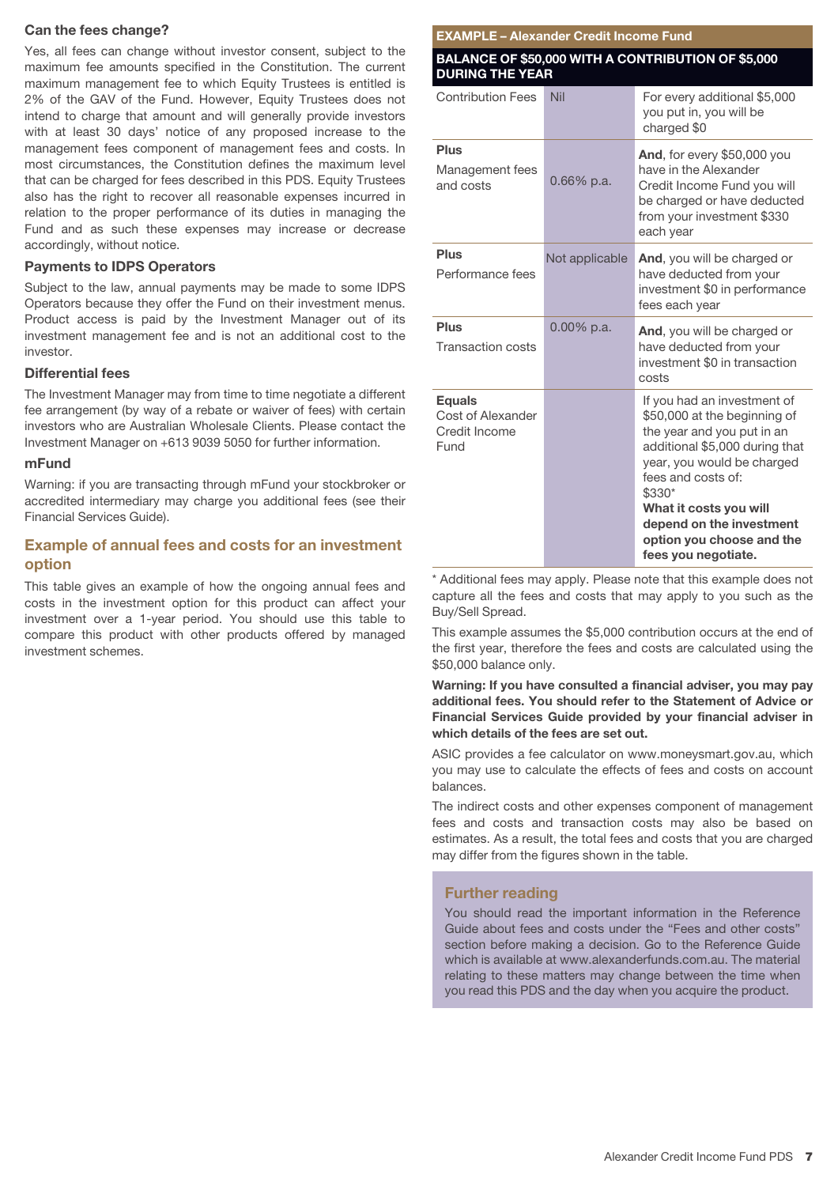### Can the fees change?

Yes, all fees can change without investor consent, subject to the maximum fee amounts specified in the Constitution. The current maximum management fee to which Equity Trustees is entitled is 2% of the GAV of the Fund. However, Equity Trustees does not intend to charge that amount and will generally provide investors with at least 30 days' notice of any proposed increase to the management fees component of management fees and costs. In most circumstances, the Constitution defines the maximum level that can be charged for fees described in this PDS. Equity Trustees also has the right to recover all reasonable expenses incurred in relation to the proper performance of its duties in managing the Fund and as such these expenses may increase or decrease accordingly, without notice.

### Payments to IDPS Operators

Subject to the law, annual payments may be made to some IDPS Operators because they offer the Fund on their investment menus. Product access is paid by the Investment Manager out of its investment management fee and is not an additional cost to the investor.

### Differential fees

The Investment Manager may from time to time negotiate a different fee arrangement (by way of a rebate or waiver of fees) with certain investors who are Australian Wholesale Clients. Please contact the Investment Manager on +613 9039 5050 for further information.

### mFund

Warning: if you are transacting through mFund your stockbroker or accredited intermediary may charge you additional fees (see their Financial Services Guide).

## Example of annual fees and costs for an investment option

This table gives an example of how the ongoing annual fees and costs in the investment option for this product can affect your investment over a 1-year period. You should use this table to compare this product with other products offered by managed investment schemes.

| **EXAMPLE – Alexander Credit Income Fund** | | |
|---|---|---|
| **BALANCE OF $50,000 WITH A CONTRIBUTION OF $5,000 DURING THE YEAR** | | |
| Contribution Fees | Nil | For every additional $5,000 you put in, you will be charged $0 |
| **Plus** Management fees and costs | 0.66% p.a. | **And**, for every $50,000 you have in the Alexander Credit Income Fund you will be charged or have deducted from your investment $330 each year |
| **Plus** Performance fees | Not applicable | **And**, you will be charged or have deducted from your investment $0 in performance fees each year |
| **Plus** Transaction costs | 0.00% p.a. | **And**, you will be charged or have deducted from your investment $0 in transaction costs |
| **Equals** Cost of Alexander Credit Income Fund | | If you had an investment of $50,000 at the beginning of the year and you put in an additional $5,000 during that year, you would be charged fees and costs of: $330* **What it costs you will depend on the investment option you choose and the fees you negotiate.** |

* Additional fees may apply. Please note that this example does not capture all the fees and costs that may apply to you such as the Buy/Sell Spread.

This example assumes the $5,000 contribution occurs at the end of the first year, therefore the fees and costs are calculated using the $50,000 balance only.

**Warning: If you have consulted a financial adviser, you may pay additional fees. You should refer to the Statement of Advice or Financial Services Guide provided by your financial adviser in which details of the fees are set out.**

ASIC provides a fee calculator on www.moneysmart.gov.au, which you may use to calculate the effects of fees and costs on account balances.

The indirect costs and other expenses component of management fees and costs and transaction costs may also be based on estimates. As a result, the total fees and costs that you are charged may differ from the figures shown in the table.

### Further reading

You should read the important information in the Reference Guide about fees and costs under the "Fees and other costs" section before making a decision. Go to the Reference Guide which is available at www.alexanderfunds.com.au. The material relating to these matters may change between the time when you read this PDS and the day when you acquire the product.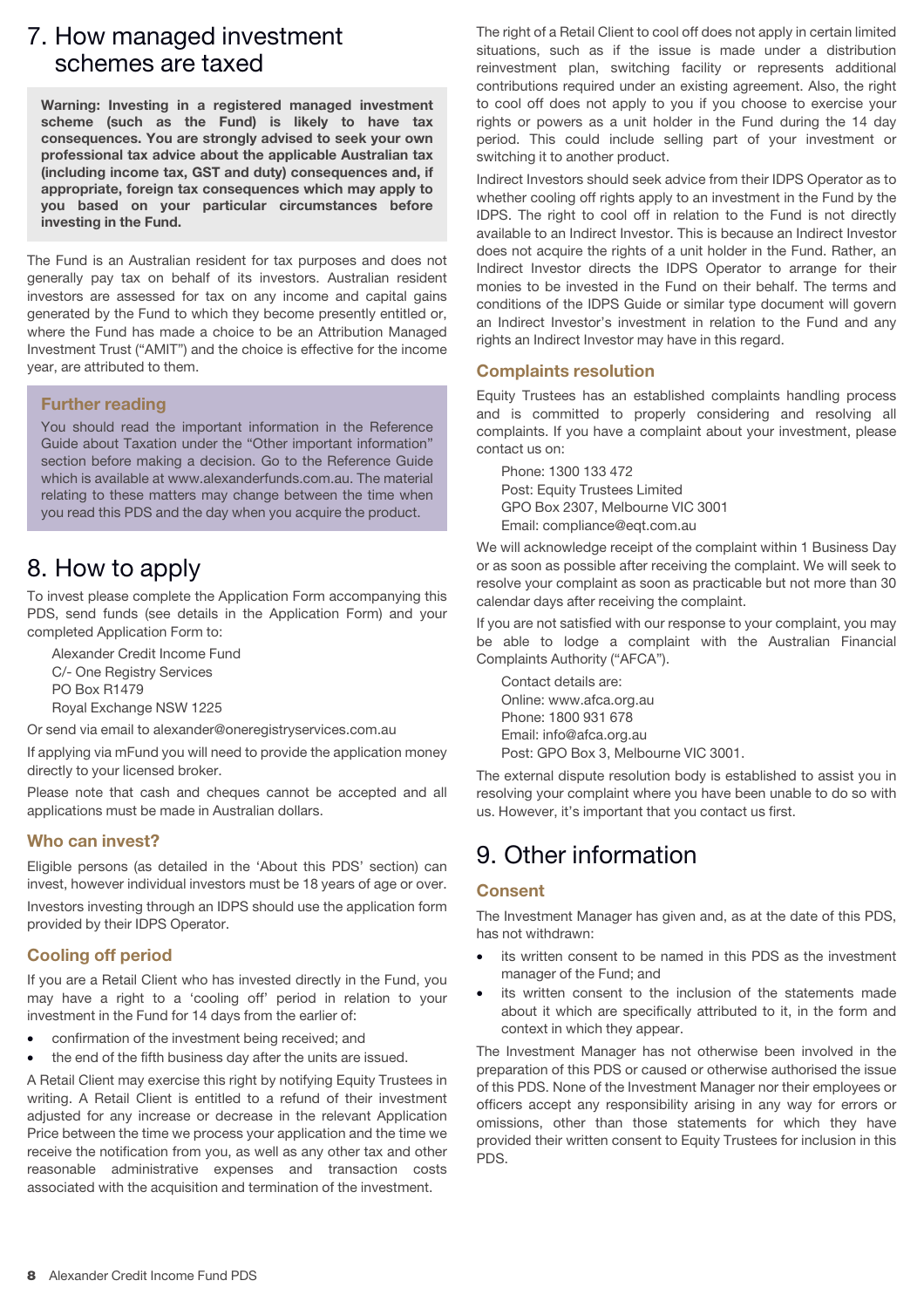# 7. How managed investment schemes are taxed

**Warning: Investing in a registered managed investment scheme (such as the Fund) is likely to have tax consequences. You are strongly advised to seek your own professional tax advice about the applicable Australian tax (including income tax, GST and duty) consequences and, if appropriate, foreign tax consequences which may apply to you based on your particular circumstances before investing in the Fund.**

The Fund is an Australian resident for tax purposes and does not generally pay tax on behalf of its investors. Australian resident investors are assessed for tax on any income and capital gains generated by the Fund to which they become presently entitled or, where the Fund has made a choice to be an Attribution Managed Investment Trust ("AMIT") and the choice is effective for the income year, are attributed to them.

### Further reading

You should read the important information in the Reference Guide about Taxation under the "Other important information" section before making a decision. Go to the Reference Guide which is available at www.alexanderfunds.com.au. The material relating to these matters may change between the time when you read this PDS and the day when you acquire the product.

# 8. How to apply

To invest please complete the Application Form accompanying this PDS, send funds (see details in the Application Form) and your completed Application Form to:

Alexander Credit Income Fund
C/- One Registry Services
PO Box R1479
Royal Exchange NSW 1225

Or send via email to alexander@oneregistryservices.com.au

If applying via mFund you will need to provide the application money directly to your licensed broker.

Please note that cash and cheques cannot be accepted and all applications must be made in Australian dollars.

## Who can invest?

Eligible persons (as detailed in the 'About this PDS' section) can invest, however individual investors must be 18 years of age or over.

Investors investing through an IDPS should use the application form provided by their IDPS Operator.

## Cooling off period

If you are a Retail Client who has invested directly in the Fund, you may have a right to a 'cooling off' period in relation to your investment in the Fund for 14 days from the earlier of:

- confirmation of the investment being received; and
- the end of the fifth business day after the units are issued.

A Retail Client may exercise this right by notifying Equity Trustees in writing. A Retail Client is entitled to a refund of their investment adjusted for any increase or decrease in the relevant Application Price between the time we process your application and the time we receive the notification from you, as well as any other tax and other reasonable administrative expenses and transaction costs associated with the acquisition and termination of the investment.

The right of a Retail Client to cool off does not apply in certain limited situations, such as if the issue is made under a distribution reinvestment plan, switching facility or represents additional contributions required under an existing agreement. Also, the right to cool off does not apply to you if you choose to exercise your rights or powers as a unit holder in the Fund during the 14 day period. This could include selling part of your investment or switching it to another product.

Indirect Investors should seek advice from their IDPS Operator as to whether cooling off rights apply to an investment in the Fund by the IDPS. The right to cool off in relation to the Fund is not directly available to an Indirect Investor. This is because an Indirect Investor does not acquire the rights of a unit holder in the Fund. Rather, an Indirect Investor directs the IDPS Operator to arrange for their monies to be invested in the Fund on their behalf. The terms and conditions of the IDPS Guide or similar type document will govern an Indirect Investor's investment in relation to the Fund and any rights an Indirect Investor may have in this regard.

## Complaints resolution

Equity Trustees has an established complaints handling process and is committed to properly considering and resolving all complaints. If you have a complaint about your investment, please contact us on:

Phone: 1300 133 472
Post: Equity Trustees Limited
GPO Box 2307, Melbourne VIC 3001
Email: compliance@eqt.com.au

We will acknowledge receipt of the complaint within 1 Business Day or as soon as possible after receiving the complaint. We will seek to resolve your complaint as soon as practicable but not more than 30 calendar days after receiving the complaint.

If you are not satisfied with our response to your complaint, you may be able to lodge a complaint with the Australian Financial Complaints Authority ("AFCA").

Contact details are:
Online: www.afca.org.au
Phone: 1800 931 678
Email: info@afca.org.au
Post: GPO Box 3, Melbourne VIC 3001.

The external dispute resolution body is established to assist you in resolving your complaint where you have been unable to do so with us. However, it's important that you contact us first.

# 9. Other information

## Consent

The Investment Manager has given and, as at the date of this PDS, has not withdrawn:

- its written consent to be named in this PDS as the investment manager of the Fund; and
- its written consent to the inclusion of the statements made about it which are specifically attributed to it, in the form and context in which they appear.

The Investment Manager has not otherwise been involved in the preparation of this PDS or caused or otherwise authorised the issue of this PDS. None of the Investment Manager nor their employees or officers accept any responsibility arising in any way for errors or omissions, other than those statements for which they have provided their written consent to Equity Trustees for inclusion in this PDS.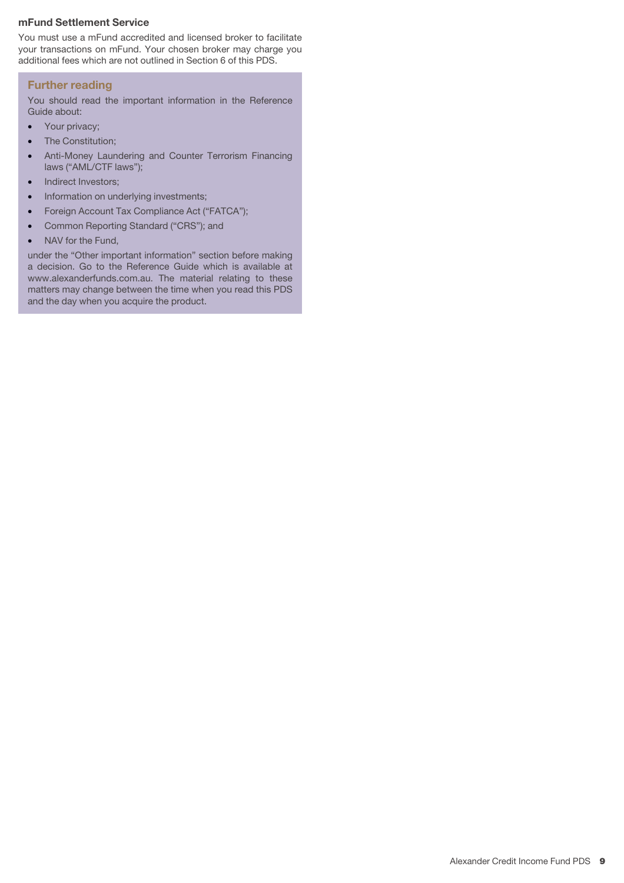### mFund Settlement Service

You must use a mFund accredited and licensed broker to facilitate your transactions on mFund. Your chosen broker may charge you additional fees which are not outlined in Section 6 of this PDS.

#### Further reading

You should read the important information in the Reference Guide about:

- Your privacy;
- The Constitution;
- Anti-Money Laundering and Counter Terrorism Financing laws ("AML/CTF laws");
- Indirect Investors;
- Information on underlying investments;
- Foreign Account Tax Compliance Act ("FATCA");
- Common Reporting Standard ("CRS"); and
- NAV for the Fund,

under the "Other important information" section before making a decision. Go to the Reference Guide which is available at www.alexanderfunds.com.au. The material relating to these matters may change between the time when you read this PDS and the day when you acquire the product.